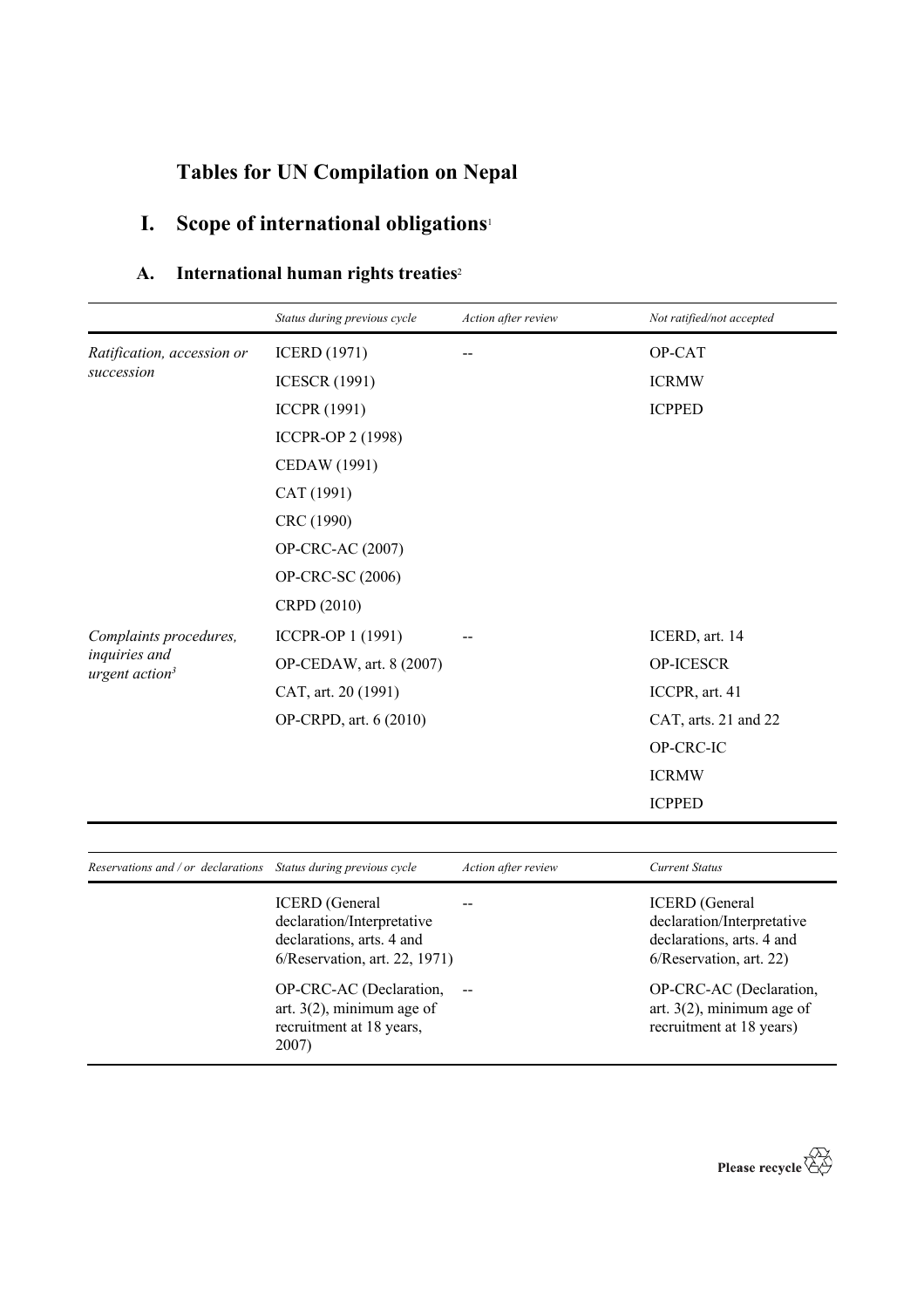# Tables for UN Compilation on Nepal

## I. Scope of international obligations[1]

### A. International human rights treaties[2]

| | *Status during previous cycle* | *Action after review* | *Not ratified/not accepted* |
|---|---|---|---|
| *Ratification, accession or succession* | ICERD (1971) | -- | OP-CAT |
| | ICESCR (1991) | | ICRMW |
| | ICCPR (1991) | | ICPPED |
| | ICCPR-OP 2 (1998) | | |
| | CEDAW (1991) | | |
| | CAT (1991) | | |
| | CRC (1990) | | |
| | OP-CRC-AC (2007) | | |
| | OP-CRC-SC (2006) | | |
| | CRPD (2010) | | |
| *Complaints procedures, inquiries and urgent action*[3] | ICCPR-OP 1 (1991) | -- | ICERD, art. 14 |
| | OP-CEDAW, art. 8 (2007) | | OP-ICESCR |
| | CAT, art. 20 (1991) | | ICCPR, art. 41 |
| | OP-CRPD, art. 6 (2010) | | CAT, arts. 21 and 22 |
| | | | OP-CRC-IC |
| | | | ICRMW |
| | | | ICPPED |

| *Reservations and / or declarations* | *Status during previous cycle* | *Action after review* | *Current Status* |
|---|---|---|---|
| | ICERD (General declaration/Interpretative declarations, arts. 4 and 6/Reservation, art. 22, 1971) | -- | ICERD (General declaration/Interpretative declarations, arts. 4 and 6/Reservation, art. 22) |
| | OP-CRC-AC (Declaration, art. 3(2), minimum age of recruitment at 18 years, 2007) | -- | OP-CRC-AC (Declaration, art. 3(2), minimum age of recruitment at 18 years) |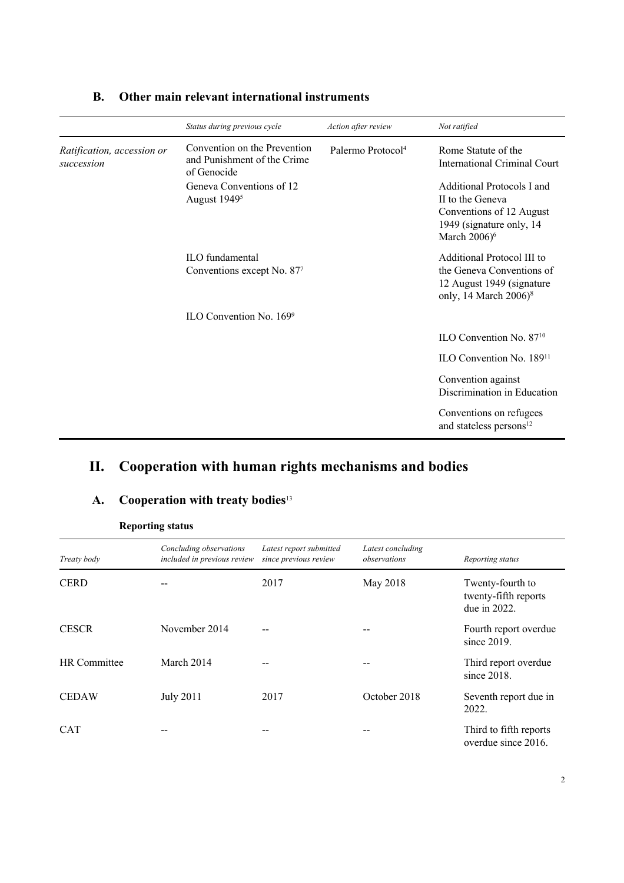## B. Other main relevant international instruments

| | *Status during previous cycle* | *Action after review* | *Not ratified* |
|---|---|---|---|
| *Ratification, accession or succession* | Convention on the Prevention and Punishment of the Crime of Genocide | Palermo Protocol[4] | Rome Statute of the International Criminal Court |
| | Geneva Conventions of 12 August 1949[5] | | Additional Protocols I and II to the Geneva Conventions of 12 August 1949 (signature only, 14 March 2006)[6] |
| | ILO fundamental Conventions except No. 87[7] | | Additional Protocol III to the Geneva Conventions of 12 August 1949 (signature only, 14 March 2006)[8] |
| | ILO Convention No. 169[9] | | |
| | | | ILO Convention No. 87[10] |
| | | | ILO Convention No. 189[11] |
| | | | Convention against Discrimination in Education |
| | | | Conventions on refugees and stateless persons[12] |

# II. Cooperation with human rights mechanisms and bodies

## A. Cooperation with treaty bodies[13]

### Reporting status

| *Treaty body* | *Concluding observations included in previous review* | *Latest report submitted since previous review* | *Latest concluding observations* | *Reporting status* |
|---|---|---|---|---|
| CERD | -- | 2017 | May 2018 | Twenty-fourth to twenty-fifth reports due in 2022. |
| CESCR | November 2014 | -- | -- | Fourth report overdue since 2019. |
| HR Committee | March 2014 | -- | -- | Third report overdue since 2018. |
| CEDAW | July 2011 | 2017 | October 2018 | Seventh report due in 2022. |
| CAT | -- | -- | -- | Third to fifth reports overdue since 2016. |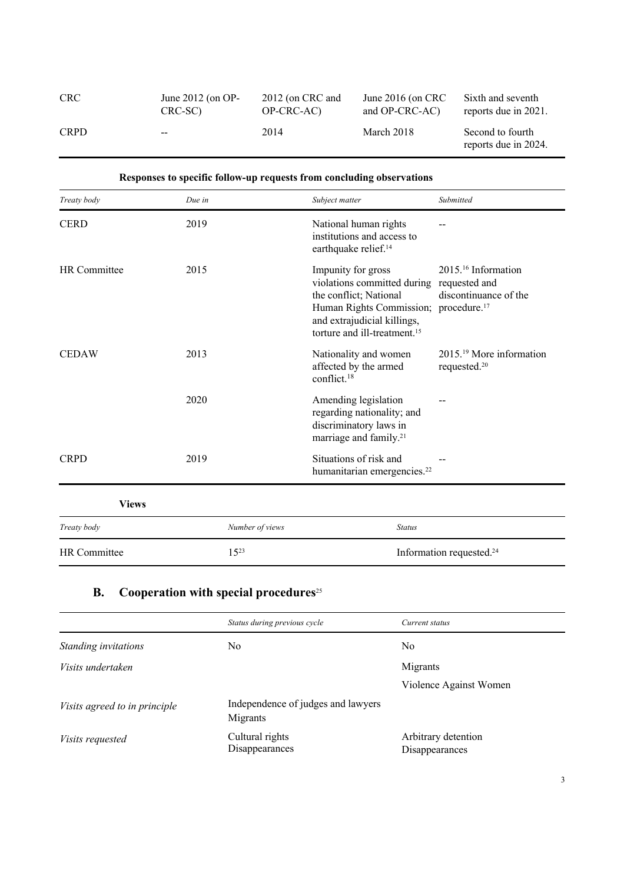| | | | | |
|---|---|---|---|---|
| CRC | June 2012 (on OP-CRC-SC) | 2012 (on CRC and OP-CRC-AC) | June 2016 (on CRC and OP-CRC-AC) | Sixth and seventh reports due in 2021. |
| CRPD | -- | 2014 | March 2018 | Second to fourth reports due in 2024. |

**Responses to specific follow-up requests from concluding observations**

| *Treaty body* | *Due in* | *Subject matter* | *Submitted* |
|---|---|---|---|
| CERD | 2019 | National human rights institutions and access to earthquake relief.[14] | -- |
| HR Committee | 2015 | Impunity for gross violations committed during the conflict; National Human Rights Commission; and extrajudicial killings, torture and ill-treatment.[15] | 2015.[16] Information requested and discontinuance of the procedure.[17] |
| CEDAW | 2013 | Nationality and women affected by the armed conflict.[18] | 2015.[19] More information requested.[20] |
| | 2020 | Amending legislation regarding nationality; and discriminatory laws in marriage and family.[21] | -- |
| CRPD | 2019 | Situations of risk and humanitarian emergencies.[22] | -- |

**Views**

| *Treaty body* | *Number of views* | *Status* |
|---|---|---|
| HR Committee | 15[23] | Information requested.[24] |

## B. Cooperation with special procedures[25]

| | *Status during previous cycle* | *Current status* |
|---|---|---|
| *Standing invitations* | No | No |
| *Visits undertaken* | | Migrants<br>Violence Against Women |
| *Visits agreed to in principle* | Independence of judges and lawyers<br>Migrants | |
| *Visits requested* | Cultural rights<br>Disappearances | Arbitrary detention<br>Disappearances |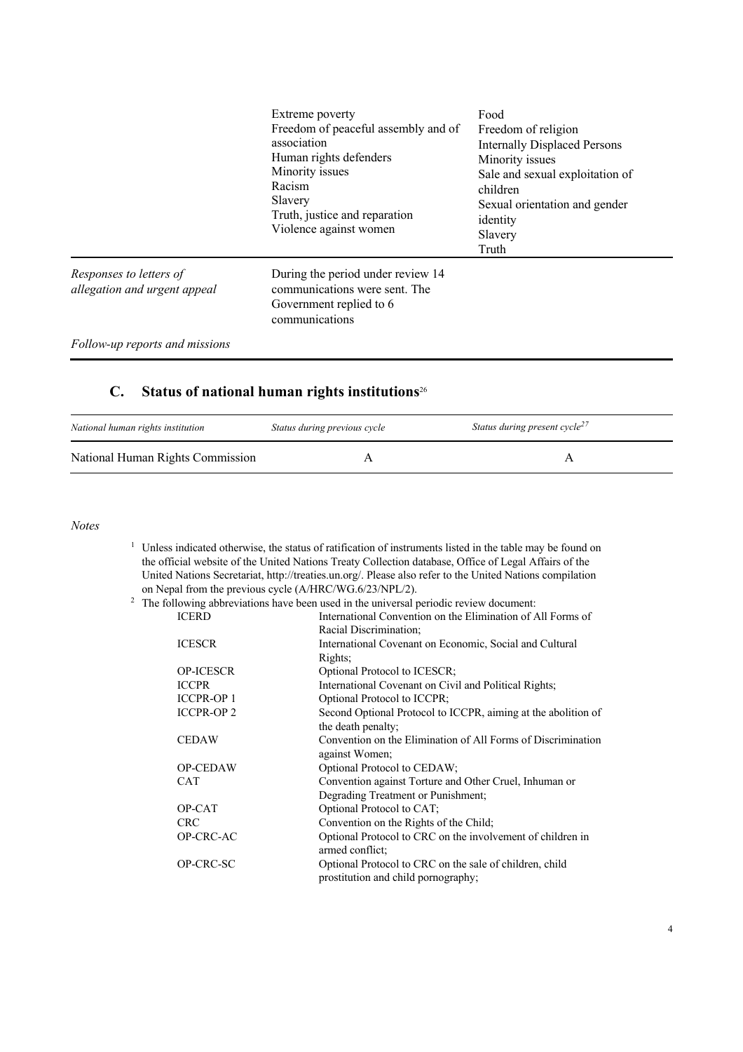| | | |
|---|---|---|
| | Extreme poverty<br>Freedom of peaceful assembly and of association<br>Human rights defenders<br>Minority issues<br>Racism<br>Slavery<br>Truth, justice and reparation<br>Violence against women | Food<br>Freedom of religion<br>Internally Displaced Persons<br>Minority issues<br>Sale and sexual exploitation of children<br>Sexual orientation and gender identity<br>Slavery<br>Truth |
| *Responses to letters of allegation and urgent appeal* | During the period under review 14 communications were sent. The Government replied to 6 communications | |
| *Follow-up reports and missions* | | |

## C. Status of national human rights institutions[26]

| *National human rights institution* | *Status during previous cycle* | *Status during present cycle*[27] |
|---|---|---|
| National Human Rights Commission | A | A |

*Notes*

[1] Unless indicated otherwise, the status of ratification of instruments listed in the table may be found on the official website of the United Nations Treaty Collection database, Office of Legal Affairs of the United Nations Secretariat, http://treaties.un.org/. Please also refer to the United Nations compilation on Nepal from the previous cycle (A/HRC/WG.6/23/NPL/2).

[2] The following abbreviations have been used in the universal periodic review document:

| | |
|---|---|
| ICERD | International Convention on the Elimination of All Forms of Racial Discrimination; |
| ICESCR | International Covenant on Economic, Social and Cultural Rights; |
| OP-ICESCR | Optional Protocol to ICESCR; |
| ICCPR | International Covenant on Civil and Political Rights; |
| ICCPR-OP 1 | Optional Protocol to ICCPR; |
| ICCPR-OP 2 | Second Optional Protocol to ICCPR, aiming at the abolition of the death penalty; |
| CEDAW | Convention on the Elimination of All Forms of Discrimination against Women; |
| OP-CEDAW | Optional Protocol to CEDAW; |
| CAT | Convention against Torture and Other Cruel, Inhuman or Degrading Treatment or Punishment; |
| OP-CAT | Optional Protocol to CAT; |
| CRC | Convention on the Rights of the Child; |
| OP-CRC-AC | Optional Protocol to CRC on the involvement of children in armed conflict; |
| OP-CRC-SC | Optional Protocol to CRC on the sale of children, child prostitution and child pornography; |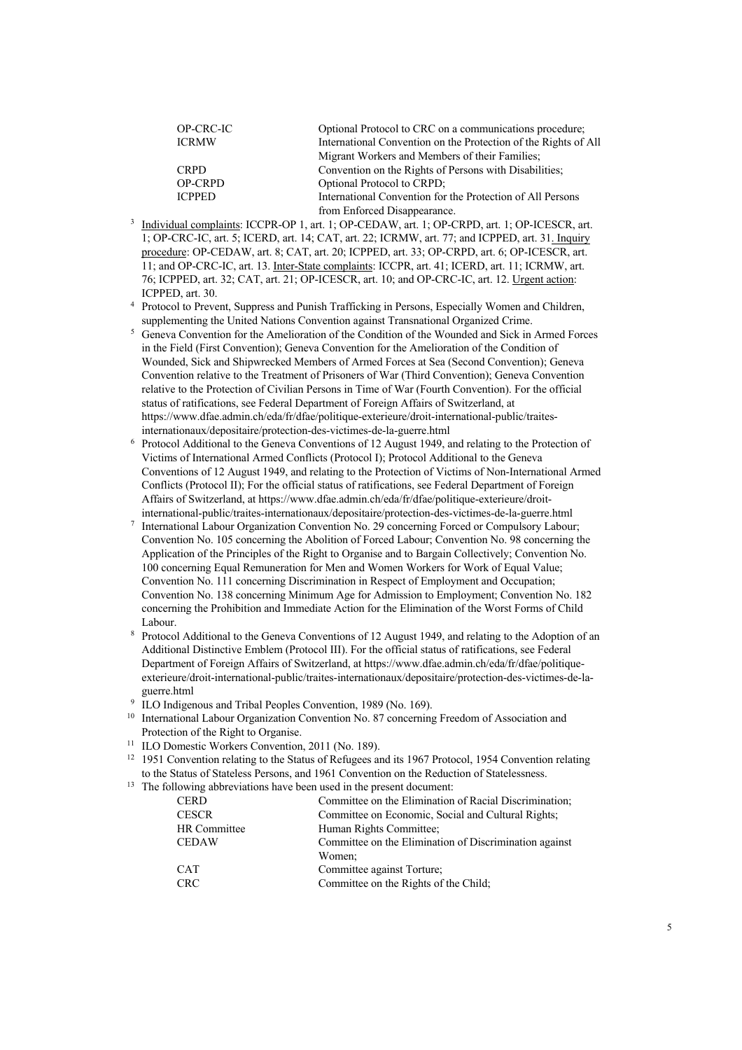| | |
|---|---|
| OP-CRC-IC | Optional Protocol to CRC on a communications procedure; |
| ICRMW | International Convention on the Protection of the Rights of All Migrant Workers and Members of their Families; |
| CRPD | Convention on the Rights of Persons with Disabilities; |
| OP-CRPD | Optional Protocol to CRPD; |
| ICPPED | International Convention for the Protection of All Persons from Enforced Disappearance. |

[3] Individual complaints: ICCPR-OP 1, art. 1; OP-CEDAW, art. 1; OP-CRPD, art. 1; OP-ICESCR, art. 1; OP-CRC-IC, art. 5; ICERD, art. 14; CAT, art. 22; ICRMW, art. 77; and ICPPED, art. 31. Inquiry procedure: OP-CEDAW, art. 8; CAT, art. 20; ICPPED, art. 33; OP-CRPD, art. 6; OP-ICESCR, art. 11; and OP-CRC-IC, art. 13. Inter-State complaints: ICCPR, art. 41; ICERD, art. 11; ICRMW, art. 76; ICPPED, art. 32; CAT, art. 21; OP-ICESCR, art. 10; and OP-CRC-IC, art. 12. Urgent action: ICPPED, art. 30.

[4] Protocol to Prevent, Suppress and Punish Trafficking in Persons, Especially Women and Children, supplementing the United Nations Convention against Transnational Organized Crime.

[5] Geneva Convention for the Amelioration of the Condition of the Wounded and Sick in Armed Forces in the Field (First Convention); Geneva Convention for the Amelioration of the Condition of Wounded, Sick and Shipwrecked Members of Armed Forces at Sea (Second Convention); Geneva Convention relative to the Treatment of Prisoners of War (Third Convention); Geneva Convention relative to the Protection of Civilian Persons in Time of War (Fourth Convention). For the official status of ratifications, see Federal Department of Foreign Affairs of Switzerland, at https://www.dfae.admin.ch/eda/fr/dfae/politique-exterieure/droit-international-public/traites-internationaux/depositaire/protection-des-victimes-de-la-guerre.html

[6] Protocol Additional to the Geneva Conventions of 12 August 1949, and relating to the Protection of Victims of International Armed Conflicts (Protocol I); Protocol Additional to the Geneva Conventions of 12 August 1949, and relating to the Protection of Victims of Non-International Armed Conflicts (Protocol II); For the official status of ratifications, see Federal Department of Foreign Affairs of Switzerland, at https://www.dfae.admin.ch/eda/fr/dfae/politique-exterieure/droit-international-public/traites-internationaux/depositaire/protection-des-victimes-de-la-guerre.html

[7] International Labour Organization Convention No. 29 concerning Forced or Compulsory Labour; Convention No. 105 concerning the Abolition of Forced Labour; Convention No. 98 concerning the Application of the Principles of the Right to Organise and to Bargain Collectively; Convention No. 100 concerning Equal Remuneration for Men and Women Workers for Work of Equal Value; Convention No. 111 concerning Discrimination in Respect of Employment and Occupation; Convention No. 138 concerning Minimum Age for Admission to Employment; Convention No. 182 concerning the Prohibition and Immediate Action for the Elimination of the Worst Forms of Child Labour.

[8] Protocol Additional to the Geneva Conventions of 12 August 1949, and relating to the Adoption of an Additional Distinctive Emblem (Protocol III). For the official status of ratifications, see Federal Department of Foreign Affairs of Switzerland, at https://www.dfae.admin.ch/eda/fr/dfae/politique-exterieure/droit-international-public/traites-internationaux/depositaire/protection-des-victimes-de-la-guerre.html

[9] ILO Indigenous and Tribal Peoples Convention, 1989 (No. 169).

[10] International Labour Organization Convention No. 87 concerning Freedom of Association and Protection of the Right to Organise.

[11] ILO Domestic Workers Convention, 2011 (No. 189).

[12] 1951 Convention relating to the Status of Refugees and its 1967 Protocol, 1954 Convention relating to the Status of Stateless Persons, and 1961 Convention on the Reduction of Statelessness.

[13] The following abbreviations have been used in the present document:

| | |
|---|---|
| CERD | Committee on the Elimination of Racial Discrimination; |
| CESCR | Committee on Economic, Social and Cultural Rights; |
| HR Committee | Human Rights Committee; |
| CEDAW | Committee on the Elimination of Discrimination against Women; |
| CAT | Committee against Torture; |
| CRC | Committee on the Rights of the Child; |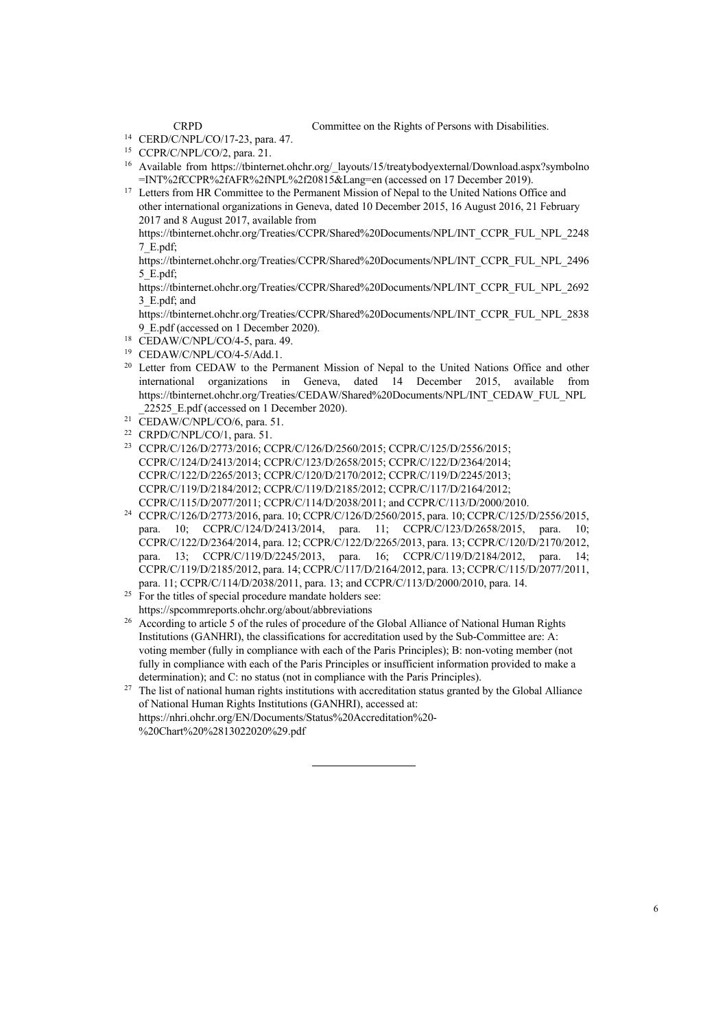CRPD Committee on the Rights of Persons with Disabilities.

[14] CERD/C/NPL/CO/17-23, para. 47.

[15] CCPR/C/NPL/CO/2, para. 21.

[16] Available from https://tbinternet.ohchr.org/_layouts/15/treatybodyexternal/Download.aspx?symbolno=INT%2fCCPR%2fAFR%2fNPL%2f20815&Lang=en (accessed on 17 December 2019).

[17] Letters from HR Committee to the Permanent Mission of Nepal to the United Nations Office and other international organizations in Geneva, dated 10 December 2015, 16 August 2016, 21 February 2017 and 8 August 2017, available from https://tbinternet.ohchr.org/Treaties/CCPR/Shared%20Documents/NPL/INT_CCPR_FUL_NPL_22487_E.pdf; https://tbinternet.ohchr.org/Treaties/CCPR/Shared%20Documents/NPL/INT_CCPR_FUL_NPL_24965_E.pdf; https://tbinternet.ohchr.org/Treaties/CCPR/Shared%20Documents/NPL/INT_CCPR_FUL_NPL_26923_E.pdf; and https://tbinternet.ohchr.org/Treaties/CCPR/Shared%20Documents/NPL/INT_CCPR_FUL_NPL_28389_E.pdf (accessed on 1 December 2020).

[18] CEDAW/C/NPL/CO/4-5, para. 49.

[19] CEDAW/C/NPL/CO/4-5/Add.1.

[20] Letter from CEDAW to the Permanent Mission of Nepal to the United Nations Office and other international organizations in Geneva, dated 14 December 2015, available from https://tbinternet.ohchr.org/Treaties/CEDAW/Shared%20Documents/NPL/INT_CEDAW_FUL_NPL_22525_E.pdf (accessed on 1 December 2020).

[21] CEDAW/C/NPL/CO/6, para. 51.

[22] CRPD/C/NPL/CO/1, para. 51.

[23] CCPR/C/126/D/2773/2016; CCPR/C/126/D/2560/2015; CCPR/C/125/D/2556/2015; CCPR/C/124/D/2413/2014; CCPR/C/123/D/2658/2015; CCPR/C/122/D/2364/2014; CCPR/C/122/D/2265/2013; CCPR/C/120/D/2170/2012; CCPR/C/119/D/2245/2013; CCPR/C/119/D/2184/2012; CCPR/C/119/D/2185/2012; CCPR/C/117/D/2164/2012; CCPR/C/115/D/2077/2011; CCPR/C/114/D/2038/2011; and CCPR/C/113/D/2000/2010.

[24] CCPR/C/126/D/2773/2016, para. 10; CCPR/C/126/D/2560/2015, para. 10; CCPR/C/125/D/2556/2015, para. 10; CCPR/C/124/D/2413/2014, para. 11; CCPR/C/123/D/2658/2015, para. 10; CCPR/C/122/D/2364/2014, para. 12; CCPR/C/122/D/2265/2013, para. 13; CCPR/C/120/D/2170/2012, para. 13; CCPR/C/119/D/2245/2013, para. 16; CCPR/C/119/D/2184/2012, para. 14; CCPR/C/119/D/2185/2012, para. 14; CCPR/C/117/D/2164/2012, para. 13; CCPR/C/115/D/2077/2011, para. 11; CCPR/C/114/D/2038/2011, para. 13; and CCPR/C/113/D/2000/2010, para. 14.

[25] For the titles of special procedure mandate holders see: https://spcommreports.ohchr.org/about/abbreviations

[26] According to article 5 of the rules of procedure of the Global Alliance of National Human Rights Institutions (GANHRI), the classifications for accreditation used by the Sub-Committee are: A: voting member (fully in compliance with each of the Paris Principles); B: non-voting member (not fully in compliance with each of the Paris Principles or insufficient information provided to make a determination); and C: no status (not in compliance with the Paris Principles).

[27] The list of national human rights institutions with accreditation status granted by the Global Alliance of National Human Rights Institutions (GANHRI), accessed at: https://nhri.ohchr.org/EN/Documents/Status%20Accreditation%20-%20Chart%20%2813022020%29.pdf